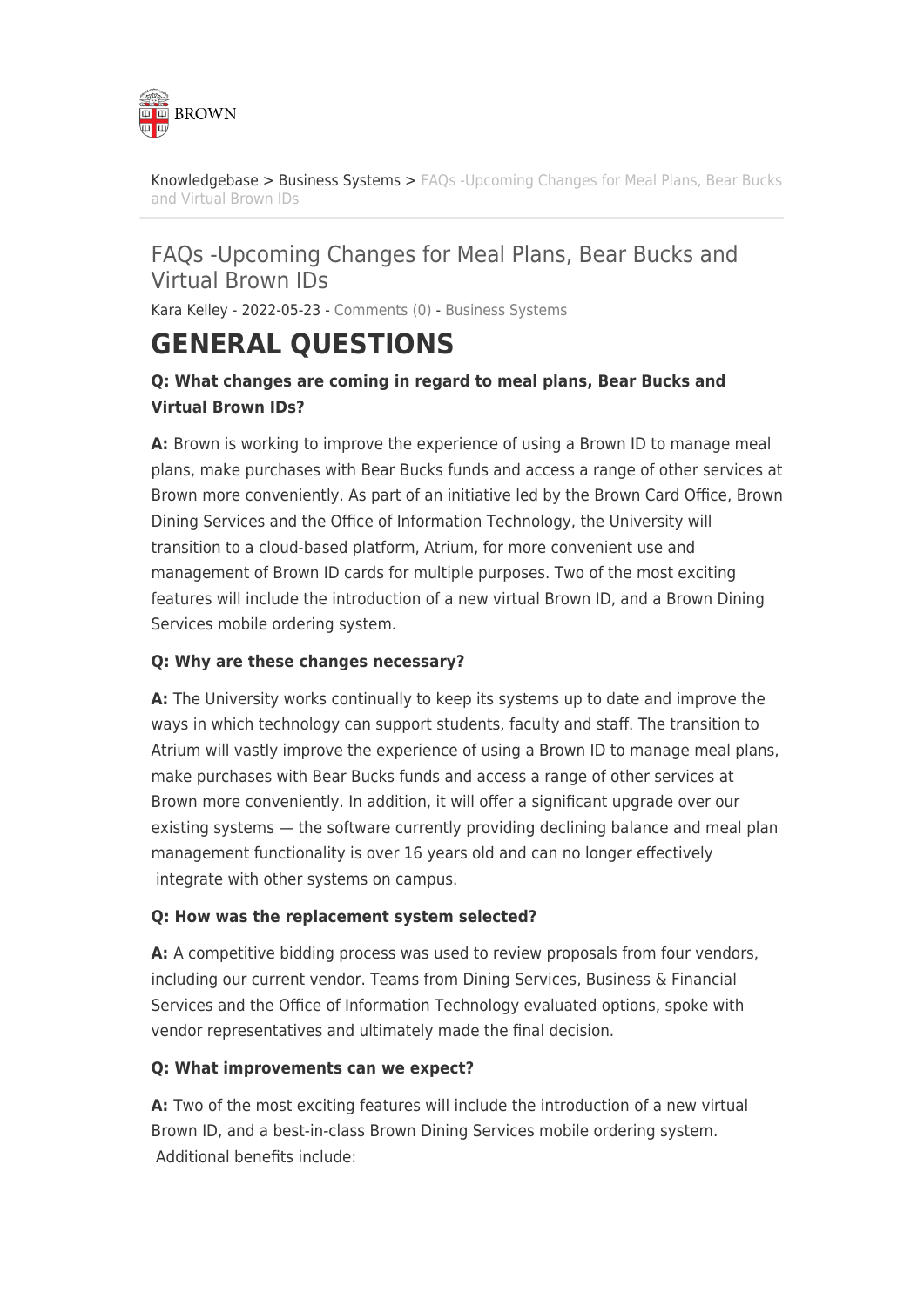Knowledgebase > Business Systems > FAQs -Upcoming Changes for Meal Plans, Bear Bucks and Virtual Brown IDs

## FAQs -Upcoming Changes for Meal Plans, Bear Bucks and Virtual Brown IDs

Kara Kelley - 2022-05-23 - Comments (0) - Business Systems

# GENERAL QUESTIONS

### Q: What changes are coming in regard to meal plans, Bear Bucks and Virtual Brown IDs?

**A:** Brown is working to improve the experience of using a Brown ID to manage meal plans, make purchases with Bear Bucks funds and access a range of other services at Brown more conveniently. As part of an initiative led by the Brown Card Office, Brown Dining Services and the Office of Information Technology, the University will transition to a cloud-based platform, Atrium, for more convenient use and management of Brown ID cards for multiple purposes. Two of the most exciting features will include the introduction of a new virtual Brown ID, and a Brown Dining Services mobile ordering system.

### Q: Why are these changes necessary?

**A:** The University works continually to keep its systems up to date and improve the ways in which technology can support students, faculty and staff. The transition to Atrium will vastly improve the experience of using a Brown ID to manage meal plans, make purchases with Bear Bucks funds and access a range of other services at Brown more conveniently. In addition, it will offer a significant upgrade over our existing systems — the software currently providing declining balance and meal plan management functionality is over 16 years old and can no longer effectively integrate with other systems on campus.

### Q: How was the replacement system selected?

**A:** A competitive bidding process was used to review proposals from four vendors, including our current vendor. Teams from Dining Services, Business & Financial Services and the Office of Information Technology evaluated options, spoke with vendor representatives and ultimately made the final decision.

### Q: What improvements can we expect?

**A:** Two of the most exciting features will include the introduction of a new virtual Brown ID, and a best-in-class Brown Dining Services mobile ordering system. Additional benefits include: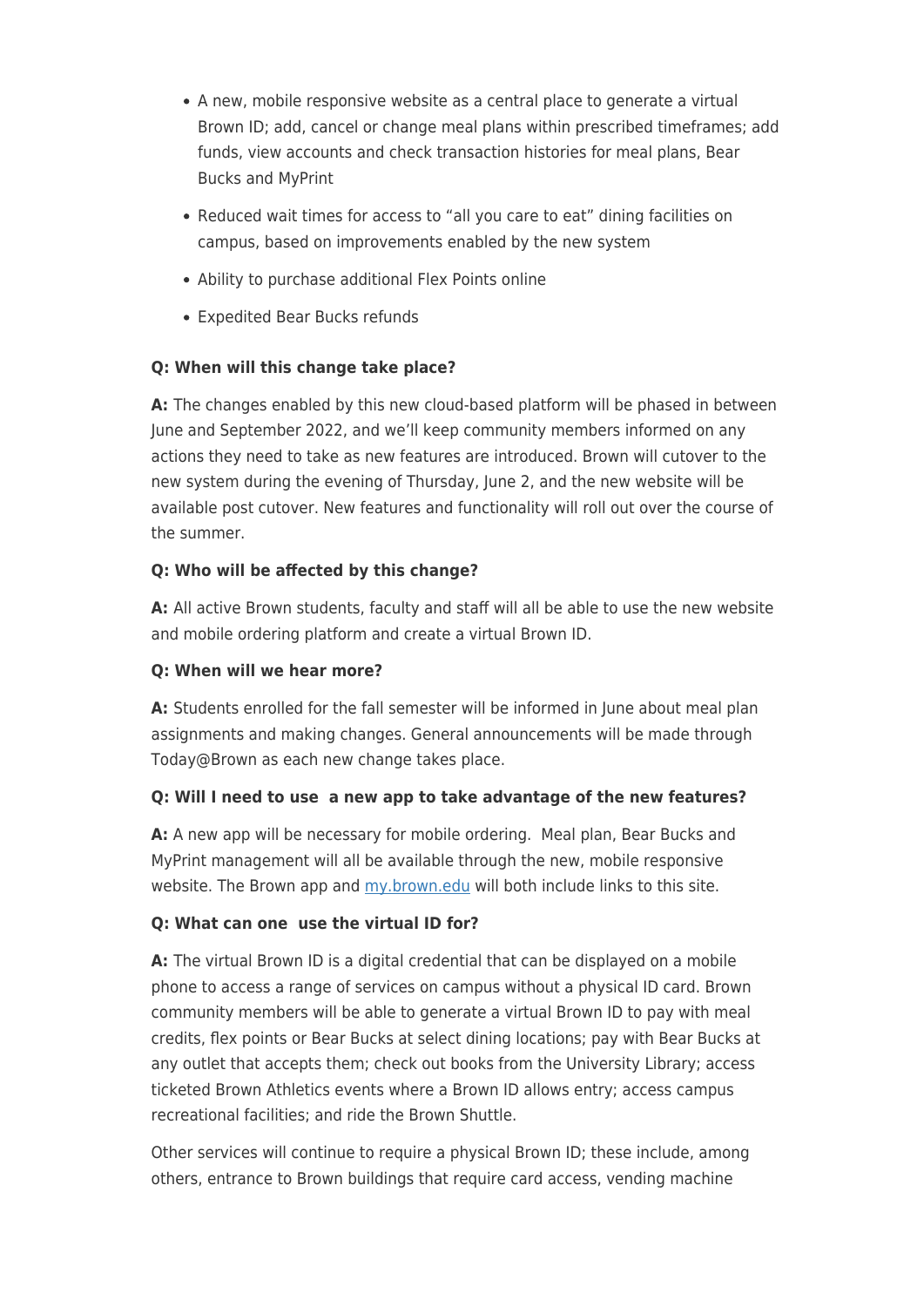- A new, mobile responsive website as a central place to generate a virtual Brown ID; add, cancel or change meal plans within prescribed timeframes; add funds, view accounts and check transaction histories for meal plans, Bear Bucks and MyPrint
- Reduced wait times for access to "all you care to eat" dining facilities on campus, based on improvements enabled by the new system
- Ability to purchase additional Flex Points online
- Expedited Bear Bucks refunds

**Q: When will this change take place?**

**A:** The changes enabled by this new cloud-based platform will be phased in between June and September 2022, and we'll keep community members informed on any actions they need to take as new features are introduced. Brown will cutover to the new system during the evening of Thursday, June 2, and the new website will be available post cutover. New features and functionality will roll out over the course of the summer.

**Q: Who will be affected by this change?**

**A:** All active Brown students, faculty and staff will all be able to use the new website and mobile ordering platform and create a virtual Brown ID.

**Q: When will we hear more?**

**A:** Students enrolled for the fall semester will be informed in June about meal plan assignments and making changes. General announcements will be made through Today@Brown as each new change takes place.

**Q: Will I need to use a new app to take advantage of the new features?**

**A:** A new app will be necessary for mobile ordering. Meal plan, Bear Bucks and MyPrint management will all be available through the new, mobile responsive website. The Brown app and [my.brown.edu](my.brown.edu) will both include links to this site.

**Q: What can one use the virtual ID for?**

**A:** The virtual Brown ID is a digital credential that can be displayed on a mobile phone to access a range of services on campus without a physical ID card. Brown community members will be able to generate a virtual Brown ID to pay with meal credits, flex points or Bear Bucks at select dining locations; pay with Bear Bucks at any outlet that accepts them; check out books from the University Library; access ticketed Brown Athletics events where a Brown ID allows entry; access campus recreational facilities; and ride the Brown Shuttle.

Other services will continue to require a physical Brown ID; these include, among others, entrance to Brown buildings that require card access, vending machine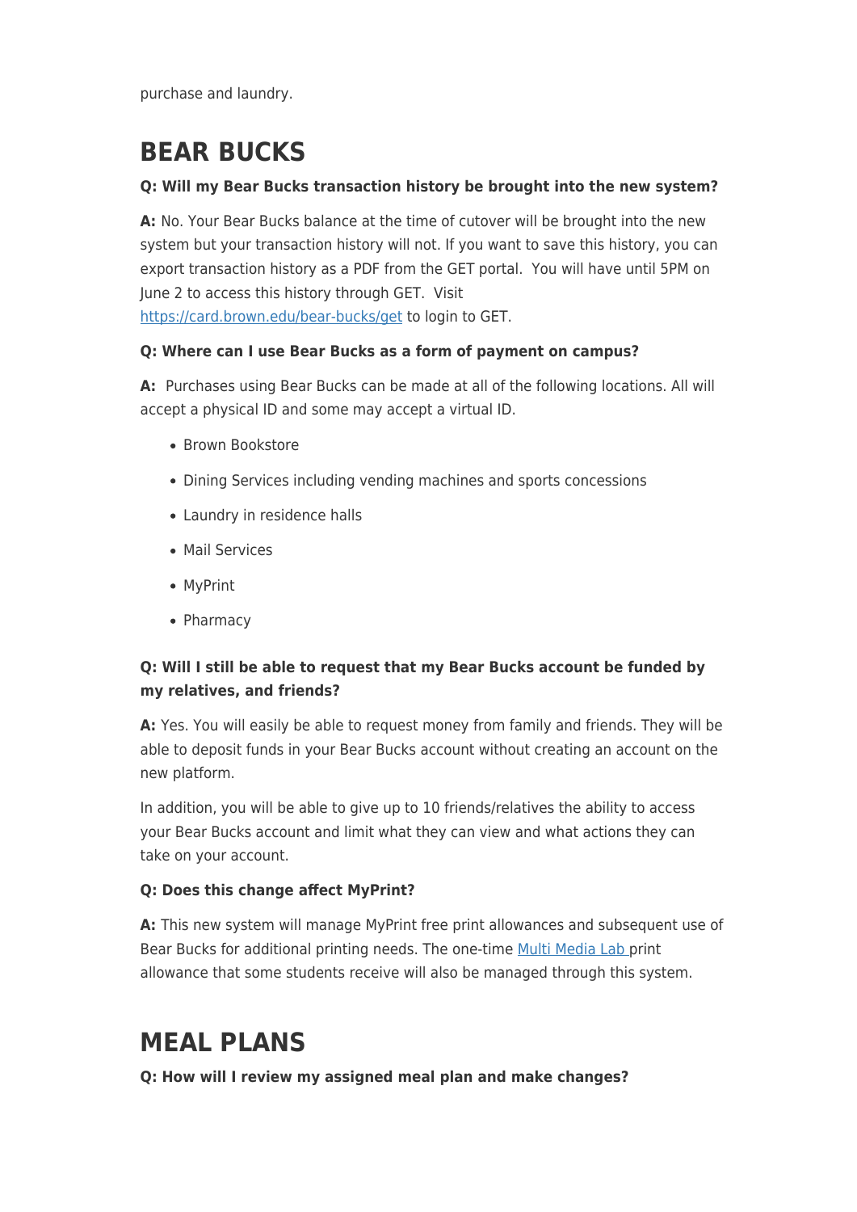purchase and laundry.

# BEAR BUCKS

**Q: Will my Bear Bucks transaction history be brought into the new system?**

**A:** No. Your Bear Bucks balance at the time of cutover will be brought into the new system but your transaction history will not. If you want to save this history, you can export transaction history as a PDF from the GET portal. You will have until 5PM on June 2 to access this history through GET. Visit [https://card.brown.edu/bear-bucks/get](https://card.brown.edu/bear-bucks/get) to login to GET.

**Q: Where can I use Bear Bucks as a form of payment on campus?**

**A:** Purchases using Bear Bucks can be made at all of the following locations. All will accept a physical ID and some may accept a virtual ID.

- Brown Bookstore
- Dining Services including vending machines and sports concessions
- Laundry in residence halls
- Mail Services
- MyPrint
- Pharmacy

**Q: Will I still be able to request that my Bear Bucks account be funded by my relatives, and friends?**

**A:** Yes. You will easily be able to request money from family and friends. They will be able to deposit funds in your Bear Bucks account without creating an account on the new platform.

In addition, you will be able to give up to 10 friends/relatives the ability to access your Bear Bucks account and limit what they can view and what actions they can take on your account.

**Q: Does this change affect MyPrint?**

**A:** This new system will manage MyPrint free print allowances and subsequent use of Bear Bucks for additional printing needs. The one-time [Multi Media Lab](#) print allowance that some students receive will also be managed through this system.

# MEAL PLANS

**Q: How will I review my assigned meal plan and make changes?**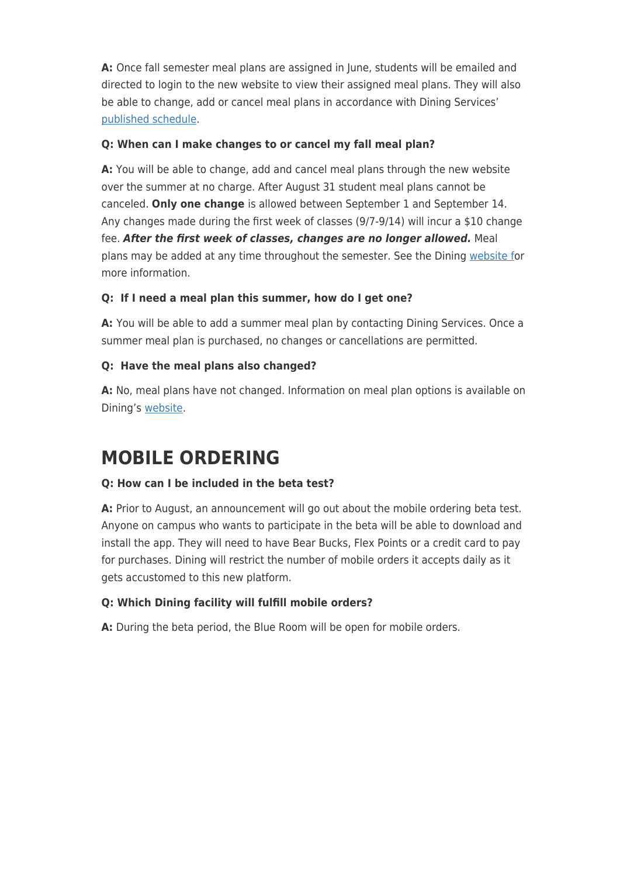**A:** Once fall semester meal plans are assigned in June, students will be emailed and directed to login to the new website to view their assigned meal plans. They will also be able to change, add or cancel meal plans in accordance with Dining Services' published schedule.

**Q: When can I make changes to or cancel my fall meal plan?**

**A:** You will be able to change, add and cancel meal plans through the new website over the summer at no charge. After August 31 student meal plans cannot be canceled. **Only one change** is allowed between September 1 and September 14. Any changes made during the first week of classes (9/7-9/14) will incur a $10 change fee. ***After the first week of classes, changes are no longer allowed.*** Meal plans may be added at any time throughout the semester. See the Dining website for more information.

**Q: If I need a meal plan this summer, how do I get one?**

**A:** You will be able to add a summer meal plan by contacting Dining Services. Once a summer meal plan is purchased, no changes or cancellations are permitted.

**Q: Have the meal plans also changed?**

**A:** No, meal plans have not changed. Information on meal plan options is available on Dining's website.

# MOBILE ORDERING

**Q: How can I be included in the beta test?**

**A:** Prior to August, an announcement will go out about the mobile ordering beta test. Anyone on campus who wants to participate in the beta will be able to download and install the app. They will need to have Bear Bucks, Flex Points or a credit card to pay for purchases. Dining will restrict the number of mobile orders it accepts daily as it gets accustomed to this new platform.

**Q: Which Dining facility will fulfill mobile orders?**

**A:** During the beta period, the Blue Room will be open for mobile orders.